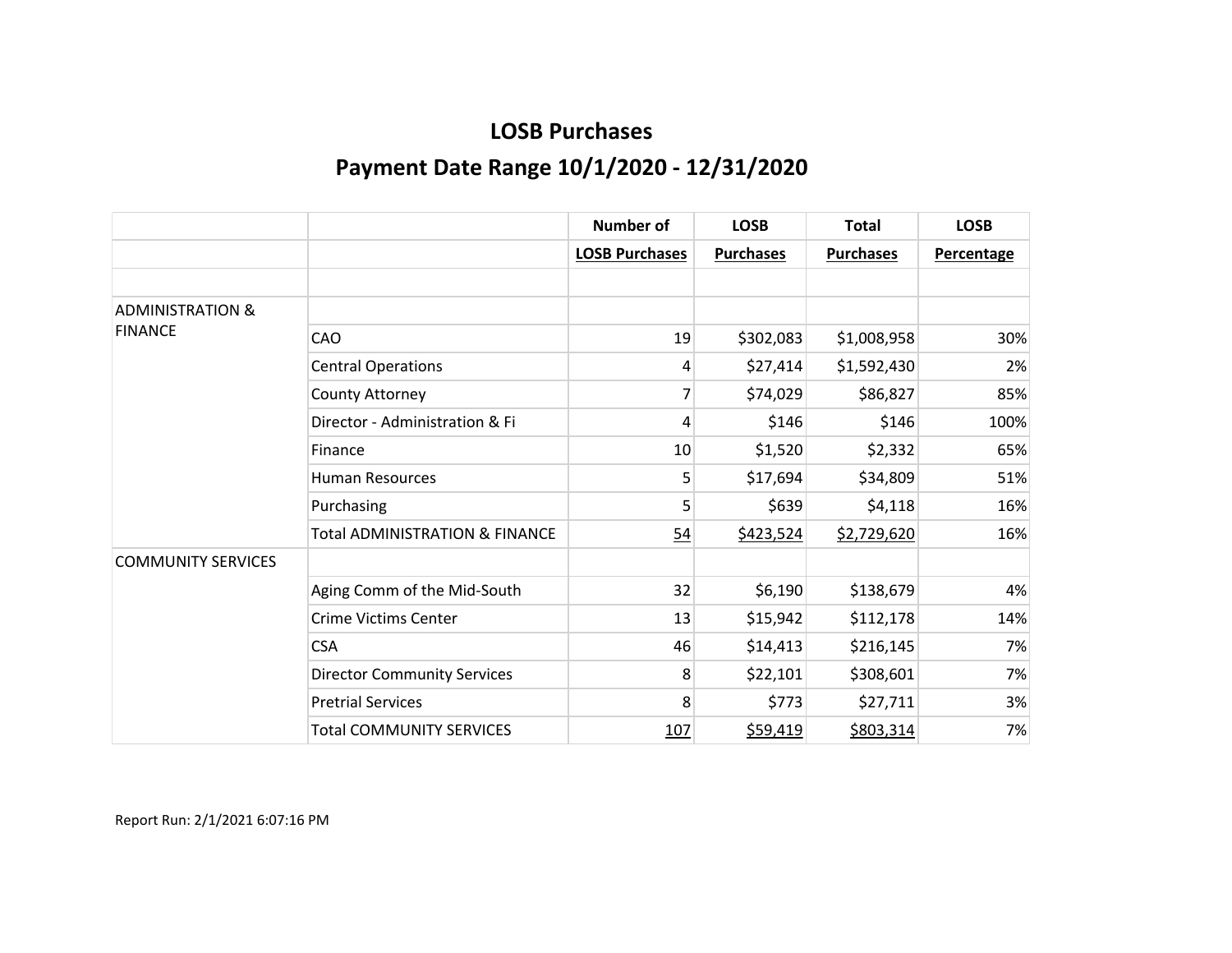# LOSB Purchases

## Payment Date Range 10/1/2020 - 12/31/2020

| | | Number of LOSB Purchases | LOSB Purchases | Total Purchases | LOSB Percentage |
|---|---|---|---|---|---|
| | | | | | |
| ADMINISTRATION & FINANCE | | | | | |
| | CAO | 19 | $302,083 | $1,008,958 | 30% |
| | Central Operations | 4 | $27,414 | $1,592,430 | 2% |
| | County Attorney | 7 | $74,029 | $86,827 | 85% |
| | Director - Administration & Fi | 4 | $146 | $146 | 100% |
| | Finance | 10 | $1,520 | $2,332 | 65% |
| | Human Resources | 5 | $17,694 | $34,809 | 51% |
| | Purchasing | 5 | $639 | $4,118 | 16% |
| | Total ADMINISTRATION & FINANCE | 54 | $423,524 | $2,729,620 | 16% |
| COMMUNITY SERVICES | | | | | |
| | Aging Comm of the Mid-South | 32 | $6,190 | $138,679 | 4% |
| | Crime Victims Center | 13 | $15,942 | $112,178 | 14% |
| | CSA | 46 | $14,413 | $216,145 | 7% |
| | Director Community Services | 8 | $22,101 | $308,601 | 7% |
| | Pretrial Services | 8 | $773 | $27,711 | 3% |
| | Total COMMUNITY SERVICES | 107 | $59,419 | $803,314 | 7% |

Report Run: 2/1/2021 6:07:16 PM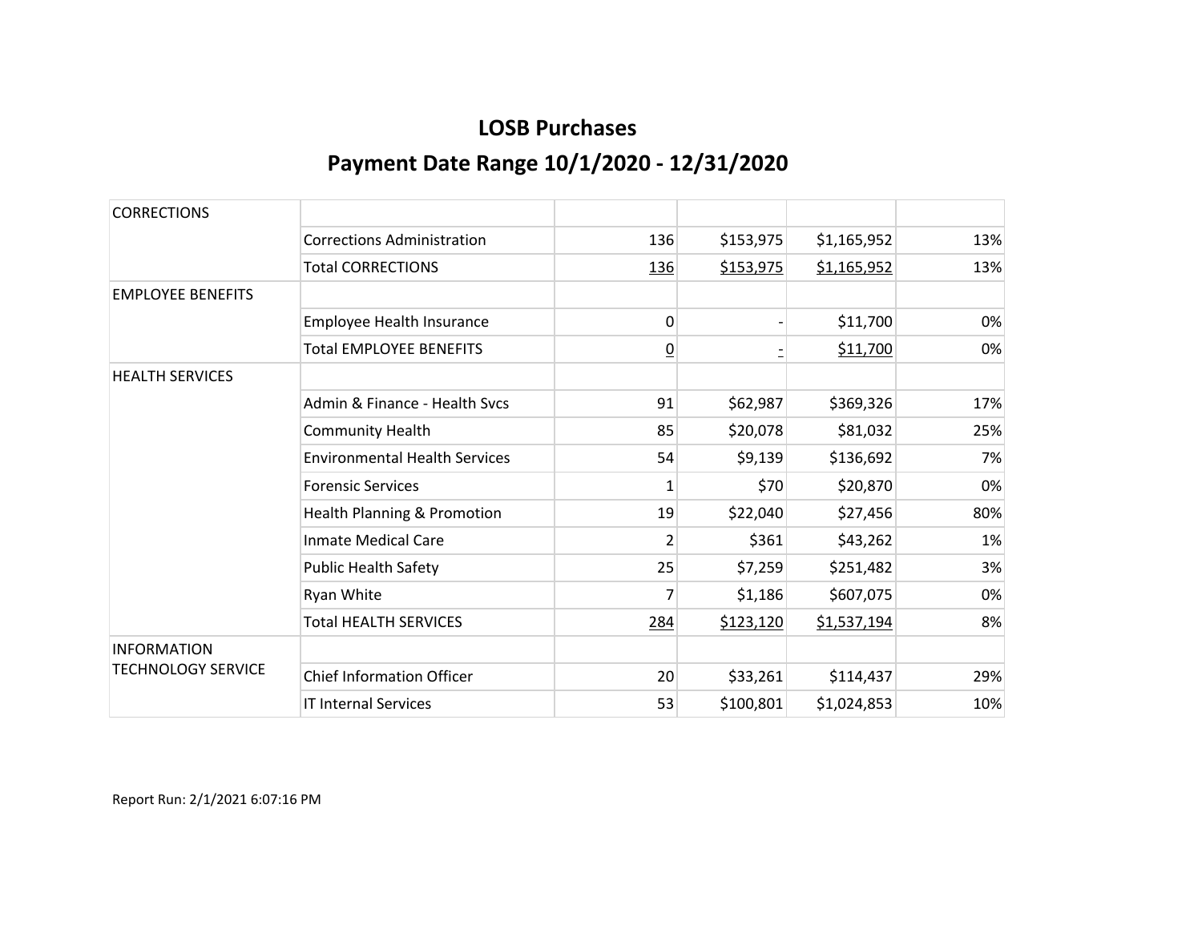## LOSB Purchases

## Payment Date Range 10/1/2020 - 12/31/2020

| | | | | | |
|---|---|---|---|---|---|
| CORRECTIONS | | | | | |
| | Corrections Administration | 136 | $153,975 | $1,165,952 | 13% |
| | Total CORRECTIONS | 136 | $153,975 | $1,165,952 | 13% |
| EMPLOYEE BENEFITS | | | | | |
| | Employee Health Insurance | 0 | - | $11,700 | 0% |
| | Total EMPLOYEE BENEFITS | 0 | - | $11,700 | 0% |
| HEALTH SERVICES | | | | | |
| | Admin & Finance - Health Svcs | 91 | $62,987 | $369,326 | 17% |
| | Community Health | 85 | $20,078 | $81,032 | 25% |
| | Environmental Health Services | 54 | $9,139 | $136,692 | 7% |
| | Forensic Services | 1 | $70 | $20,870 | 0% |
| | Health Planning & Promotion | 19 | $22,040 | $27,456 | 80% |
| | Inmate Medical Care | 2 | $361 | $43,262 | 1% |
| | Public Health Safety | 25 | $7,259 | $251,482 | 3% |
| | Ryan White | 7 | $1,186 | $607,075 | 0% |
| | Total HEALTH SERVICES | 284 | $123,120 | $1,537,194 | 8% |
| INFORMATION TECHNOLOGY SERVICE | | | | | |
| | Chief Information Officer | 20 | $33,261 | $114,437 | 29% |
| | IT Internal Services | 53 | $100,801 | $1,024,853 | 10% |

Report Run: 2/1/2021 6:07:16 PM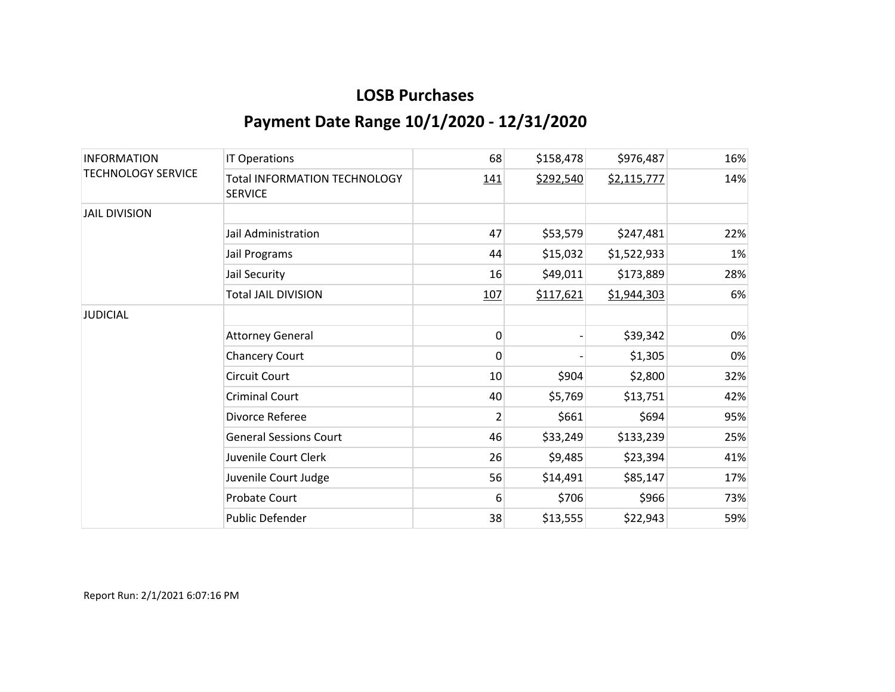# LOSB Purchases

## Payment Date Range 10/1/2020 - 12/31/2020

| | | | | | |
|---|---|---|---|---|---|
| INFORMATION TECHNOLOGY SERVICE | IT Operations | 68 | $158,478 | $976,487 | 16% |
| | Total INFORMATION TECHNOLOGY SERVICE | 141 | $292,540 | $2,115,777 | 14% |
| JAIL DIVISION | | | | | |
| | Jail Administration | 47 | $53,579 | $247,481 | 22% |
| | Jail Programs | 44 | $15,032 | $1,522,933 | 1% |
| | Jail Security | 16 | $49,011 | $173,889 | 28% |
| | Total JAIL DIVISION | 107 | $117,621 | $1,944,303 | 6% |
| JUDICIAL | | | | | |
| | Attorney General | 0 | - | $39,342 | 0% |
| | Chancery Court | 0 | - | $1,305 | 0% |
| | Circuit Court | 10 | $904 | $2,800 | 32% |
| | Criminal Court | 40 | $5,769 | $13,751 | 42% |
| | Divorce Referee | 2 | $661 | $694 | 95% |
| | General Sessions Court | 46 | $33,249 | $133,239 | 25% |
| | Juvenile Court Clerk | 26 | $9,485 | $23,394 | 41% |
| | Juvenile Court Judge | 56 | $14,491 | $85,147 | 17% |
| | Probate Court | 6 | $706 | $966 | 73% |
| | Public Defender | 38 | $13,555 | $22,943 | 59% |

Report Run: 2/1/2021 6:07:16 PM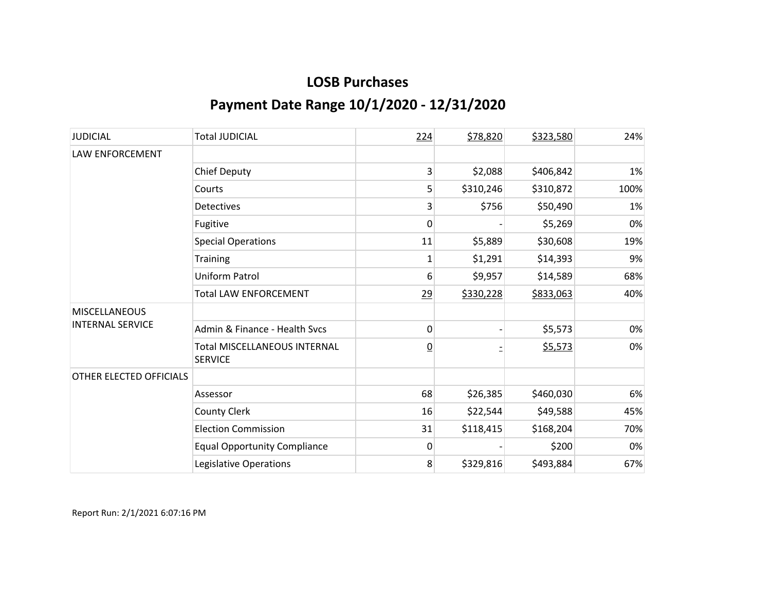# LOSB Purchases

## Payment Date Range 10/1/2020 - 12/31/2020

| | | | | | |
|---|---|---|---|---|---|
| JUDICIAL | Total JUDICIAL | 224 | $78,820 | $323,580 | 24% |
| LAW ENFORCEMENT | | | | | |
| | Chief Deputy | 3 | $2,088 | $406,842 | 1% |
| | Courts | 5 | $310,246 | $310,872 | 100% |
| | Detectives | 3 | $756 | $50,490 | 1% |
| | Fugitive | 0 | - | $5,269 | 0% |
| | Special Operations | 11 | $5,889 | $30,608 | 19% |
| | Training | 1 | $1,291 | $14,393 | 9% |
| | Uniform Patrol | 6 | $9,957 | $14,589 | 68% |
| | Total LAW ENFORCEMENT | 29 | $330,228 | $833,063 | 40% |
| MISCELLANEOUS INTERNAL SERVICE | | | | | |
| | Admin & Finance - Health Svcs | 0 | - | $5,573 | 0% |
| | Total MISCELLANEOUS INTERNAL SERVICE | 0 | - | $5,573 | 0% |
| OTHER ELECTED OFFICIALS | | | | | |
| | Assessor | 68 | $26,385 | $460,030 | 6% |
| | County Clerk | 16 | $22,544 | $49,588 | 45% |
| | Election Commission | 31 | $118,415 | $168,204 | 70% |
| | Equal Opportunity Compliance | 0 | - | $200 | 0% |
| | Legislative Operations | 8 | $329,816 | $493,884 | 67% |

Report Run: 2/1/2021 6:07:16 PM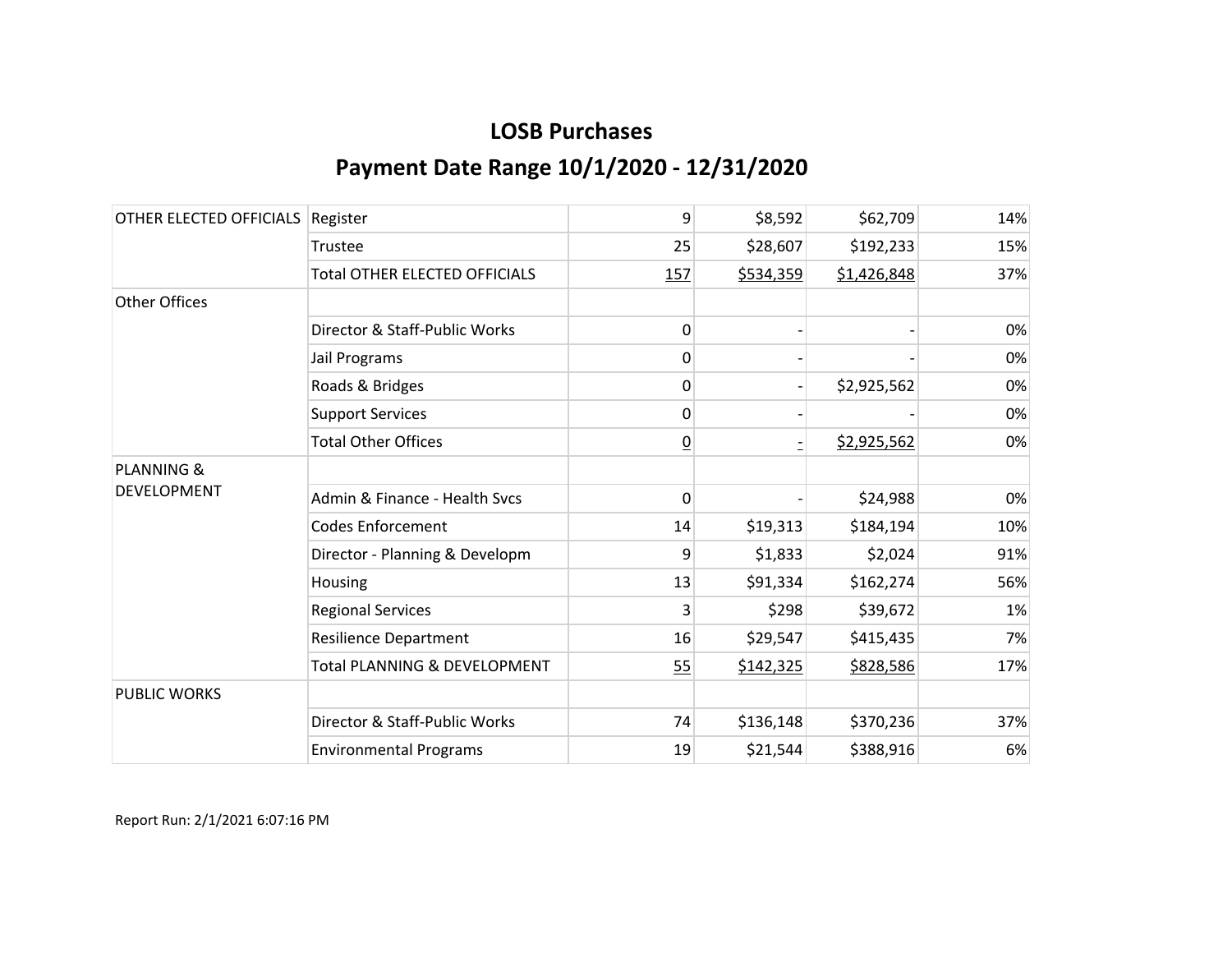# LOSB Purchases

## Payment Date Range 10/1/2020 - 12/31/2020

| | | | | | |
|---|---|---|---|---|---|
| OTHER ELECTED OFFICIALS | Register | 9 | $8,592 | $62,709 | 14% |
| | Trustee | 25 | $28,607 | $192,233 | 15% |
| | Total OTHER ELECTED OFFICIALS | 157 | $534,359 | $1,426,848 | 37% |
| Other Offices | | | | | |
| | Director & Staff-Public Works | 0 | - | - | 0% |
| | Jail Programs | 0 | - | - | 0% |
| | Roads & Bridges | 0 | - | $2,925,562 | 0% |
| | Support Services | 0 | - | - | 0% |
| | Total Other Offices | 0 | - | $2,925,562 | 0% |
| PLANNING & DEVELOPMENT | | | | | |
| | Admin & Finance - Health Svcs | 0 | - | $24,988 | 0% |
| | Codes Enforcement | 14 | $19,313 | $184,194 | 10% |
| | Director - Planning & Developm | 9 | $1,833 | $2,024 | 91% |
| | Housing | 13 | $91,334 | $162,274 | 56% |
| | Regional Services | 3 | $298 | $39,672 | 1% |
| | Resilience Department | 16 | $29,547 | $415,435 | 7% |
| | Total PLANNING & DEVELOPMENT | 55 | $142,325 | $828,586 | 17% |
| PUBLIC WORKS | | | | | |
| | Director & Staff-Public Works | 74 | $136,148 | $370,236 | 37% |
| | Environmental Programs | 19 | $21,544 | $388,916 | 6% |

Report Run: 2/1/2021 6:07:16 PM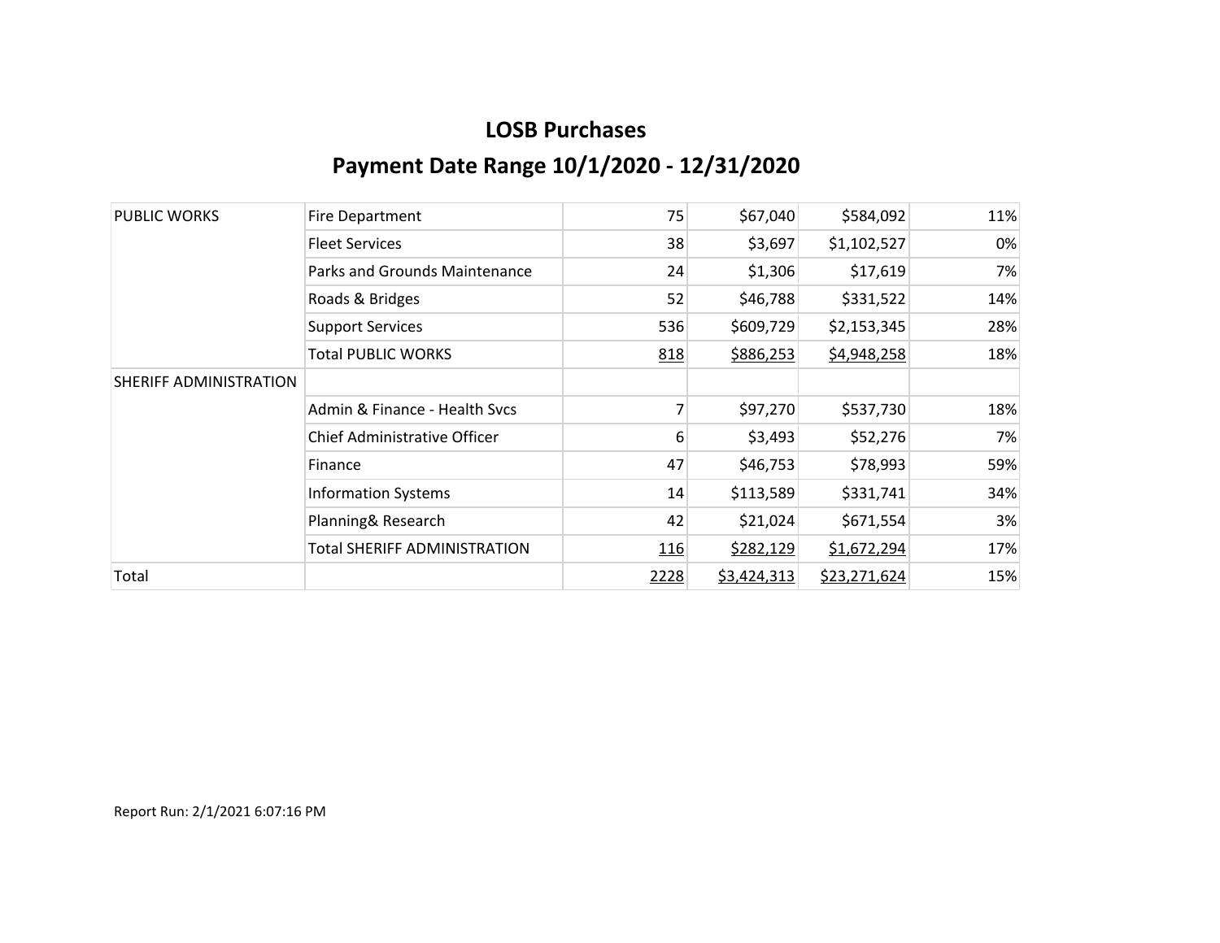# LOSB Purchases

## Payment Date Range 10/1/2020 - 12/31/2020

| | | | | | |
|---|---|---|---|---|---|
| PUBLIC WORKS | Fire Department | 75 | $67,040 | $584,092 | 11% |
| | Fleet Services | 38 | $3,697 | $1,102,527 | 0% |
| | Parks and Grounds Maintenance | 24 | $1,306 | $17,619 | 7% |
| | Roads & Bridges | 52 | $46,788 | $331,522 | 14% |
| | Support Services | 536 | $609,729 | $2,153,345 | 28% |
| | Total PUBLIC WORKS | 818 | $886,253 | $4,948,258 | 18% |
| SHERIFF ADMINISTRATION | | | | | |
| | Admin & Finance - Health Svcs | 7 | $97,270 | $537,730 | 18% |
| | Chief Administrative Officer | 6 | $3,493 | $52,276 | 7% |
| | Finance | 47 | $46,753 | $78,993 | 59% |
| | Information Systems | 14 | $113,589 | $331,741 | 34% |
| | Planning& Research | 42 | $21,024 | $671,554 | 3% |
| | Total SHERIFF ADMINISTRATION | 116 | $282,129 | $1,672,294 | 17% |
| Total | | 2228 | $3,424,313 | $23,271,624 | 15% |

Report Run: 2/1/2021 6:07:16 PM